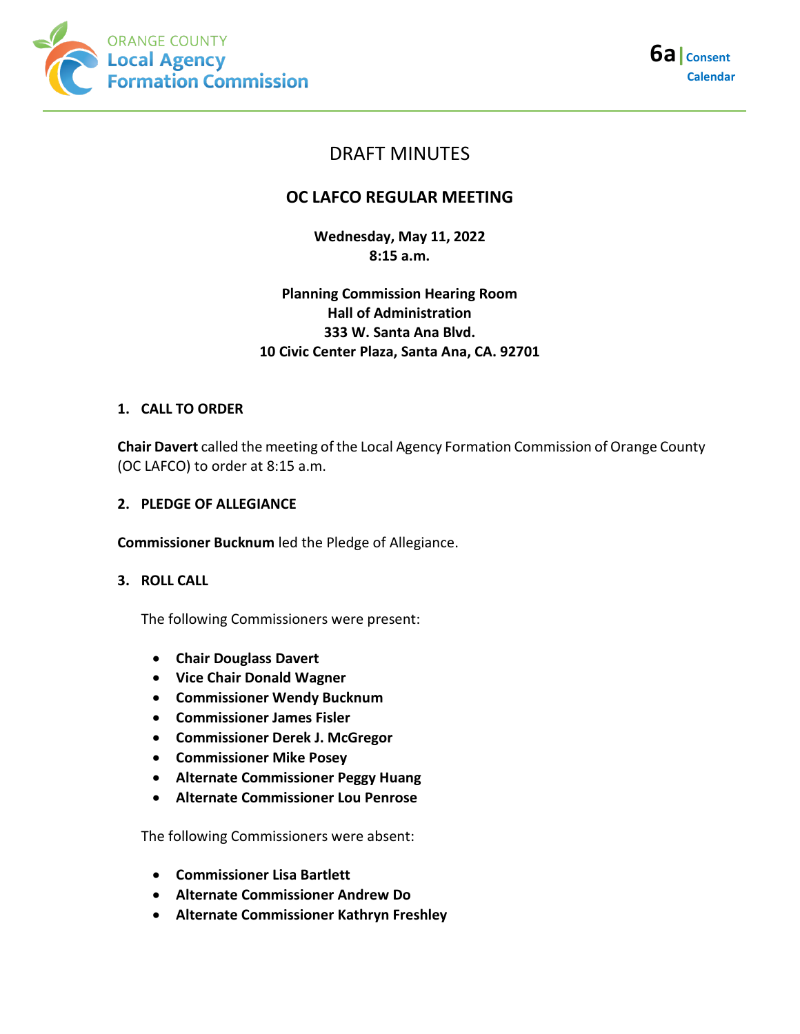ORANGE COUNTY
Local Agency
Formation Commission

**6a** | Consent Calendar

# DRAFT MINUTES

## OC LAFCO REGULAR MEETING

**Wednesday, May 11, 2022**
**8:15 a.m.**

**Planning Commission Hearing Room**
**Hall of Administration**
**333 W. Santa Ana Blvd.**
**10 Civic Center Plaza, Santa Ana, CA. 92701**

### 1. CALL TO ORDER

**Chair Davert** called the meeting of the Local Agency Formation Commission of Orange County (OC LAFCO) to order at 8:15 a.m.

### 2. PLEDGE OF ALLEGIANCE

**Commissioner Bucknum** led the Pledge of Allegiance.

### 3. ROLL CALL

The following Commissioners were present:

- **Chair Douglass Davert**
- **Vice Chair Donald Wagner**
- **Commissioner Wendy Bucknum**
- **Commissioner James Fisler**
- **Commissioner Derek J. McGregor**
- **Commissioner Mike Posey**
- **Alternate Commissioner Peggy Huang**
- **Alternate Commissioner Lou Penrose**

The following Commissioners were absent:

- **Commissioner Lisa Bartlett**
- **Alternate Commissioner Andrew Do**
- **Alternate Commissioner Kathryn Freshley**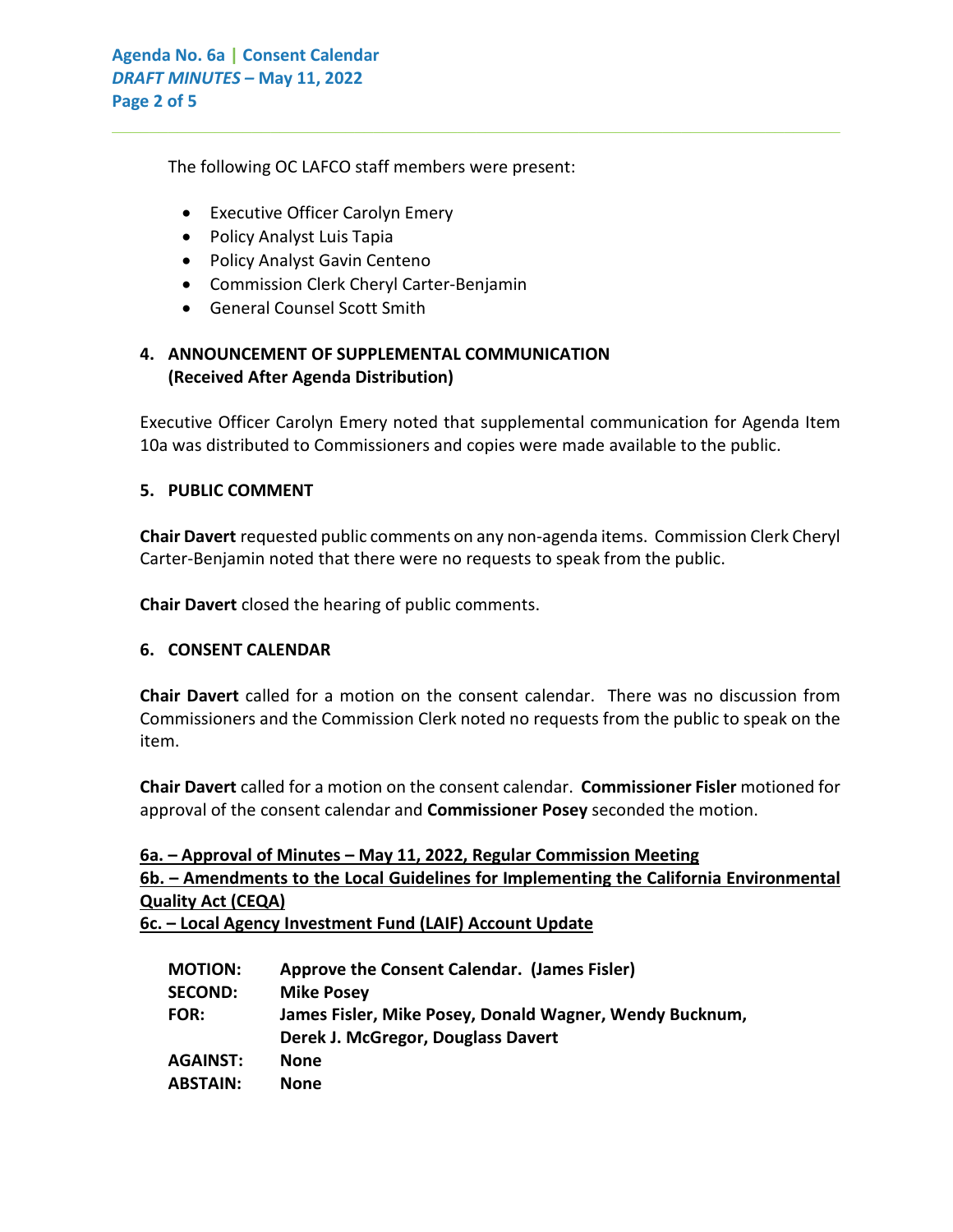The following OC LAFCO staff members were present:

- Executive Officer Carolyn Emery
- Policy Analyst Luis Tapia
- Policy Analyst Gavin Centeno
- Commission Clerk Cheryl Carter-Benjamin
- General Counsel Scott Smith

### 4. ANNOUNCEMENT OF SUPPLEMENTAL COMMUNICATION (Received After Agenda Distribution)

Executive Officer Carolyn Emery noted that supplemental communication for Agenda Item 10a was distributed to Commissioners and copies were made available to the public.

### 5. PUBLIC COMMENT

**Chair Davert** requested public comments on any non-agenda items. Commission Clerk Cheryl Carter-Benjamin noted that there were no requests to speak from the public.

**Chair Davert** closed the hearing of public comments.

### 6. CONSENT CALENDAR

**Chair Davert** called for a motion on the consent calendar. There was no discussion from Commissioners and the Commission Clerk noted no requests from the public to speak on the item.

**Chair Davert** called for a motion on the consent calendar. **Commissioner Fisler** motioned for approval of the consent calendar and **Commissioner Posey** seconded the motion.

**6a. – Approval of Minutes – May 11, 2022, Regular Commission Meeting**
**6b. – Amendments to the Local Guidelines for Implementing the California Environmental Quality Act (CEQA)**
**6c. – Local Agency Investment Fund (LAIF) Account Update**

| | |
|---|---|
| **MOTION:** | **Approve the Consent Calendar. (James Fisler)** |
| **SECOND:** | **Mike Posey** |
| **FOR:** | **James Fisler, Mike Posey, Donald Wagner, Wendy Bucknum, Derek J. McGregor, Douglass Davert** |
| **AGAINST:** | **None** |
| **ABSTAIN:** | **None** |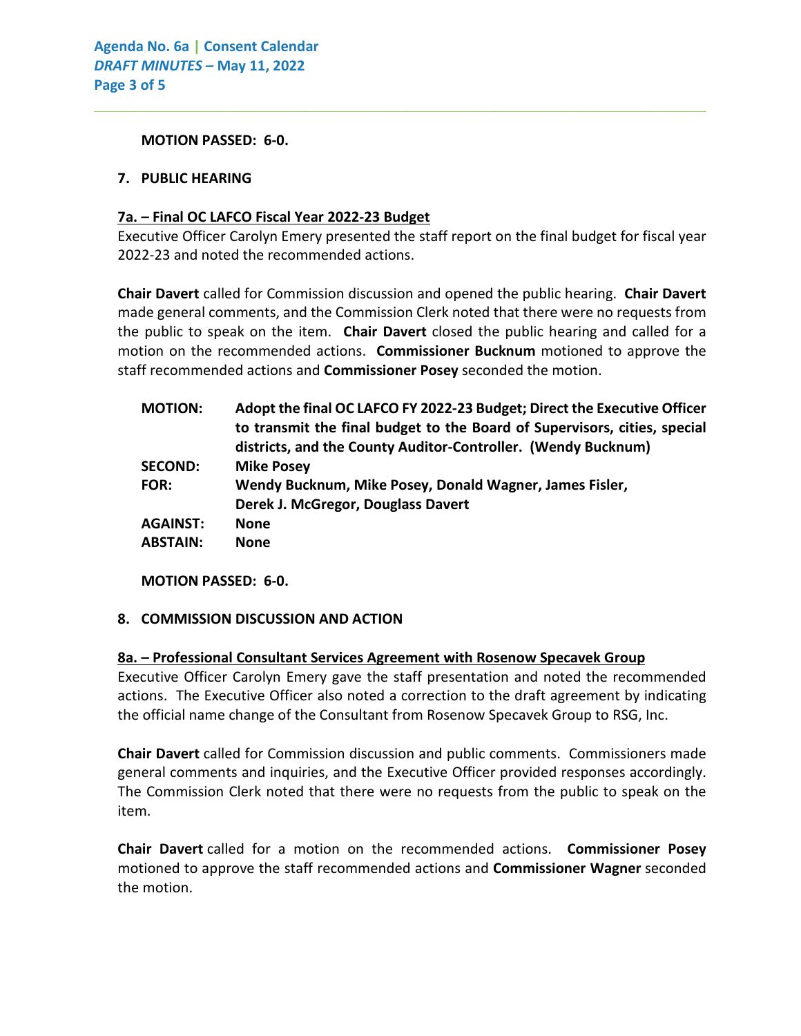**MOTION PASSED: 6-0.**

## 7. PUBLIC HEARING

### 7a. – Final OC LAFCO Fiscal Year 2022-23 Budget

Executive Officer Carolyn Emery presented the staff report on the final budget for fiscal year 2022-23 and noted the recommended actions.

**Chair Davert** called for Commission discussion and opened the public hearing. **Chair Davert** made general comments, and the Commission Clerk noted that there were no requests from the public to speak on the item. **Chair Davert** closed the public hearing and called for a motion on the recommended actions. **Commissioner Bucknum** motioned to approve the staff recommended actions and **Commissioner Posey** seconded the motion.

| | |
|---|---|
| **MOTION:** | **Adopt the final OC LAFCO FY 2022-23 Budget; Direct the Executive Officer to transmit the final budget to the Board of Supervisors, cities, special districts, and the County Auditor-Controller. (Wendy Bucknum)** |
| **SECOND:** | **Mike Posey** |
| **FOR:** | **Wendy Bucknum, Mike Posey, Donald Wagner, James Fisler, Derek J. McGregor, Douglass Davert** |
| **AGAINST:** | **None** |
| **ABSTAIN:** | **None** |

**MOTION PASSED: 6-0.**

## 8. COMMISSION DISCUSSION AND ACTION

### 8a. – Professional Consultant Services Agreement with Rosenow Specavek Group

Executive Officer Carolyn Emery gave the staff presentation and noted the recommended actions. The Executive Officer also noted a correction to the draft agreement by indicating the official name change of the Consultant from Rosenow Specavek Group to RSG, Inc.

**Chair Davert** called for Commission discussion and public comments. Commissioners made general comments and inquiries, and the Executive Officer provided responses accordingly. The Commission Clerk noted that there were no requests from the public to speak on the item.

**Chair Davert** called for a motion on the recommended actions. **Commissioner Posey** motioned to approve the staff recommended actions and **Commissioner Wagner** seconded the motion.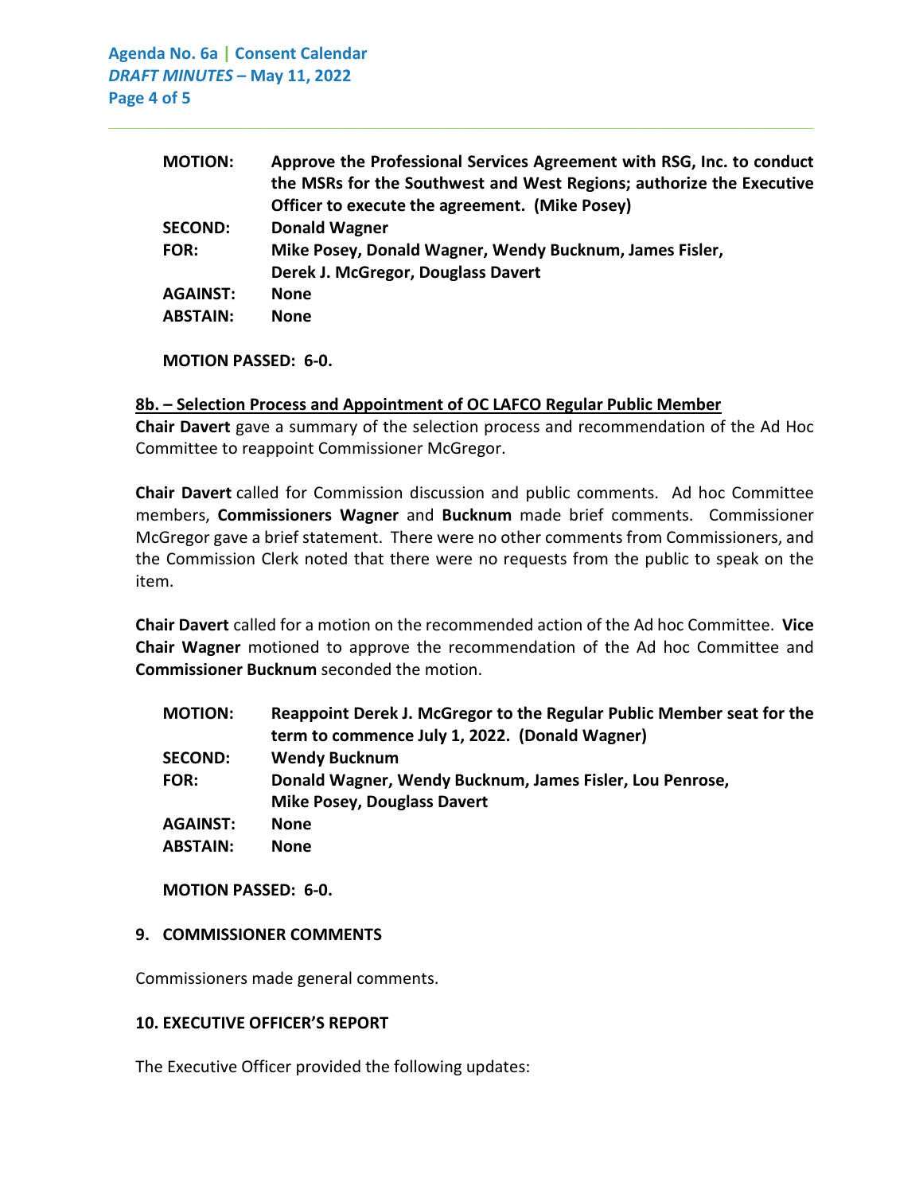| | |
|---|---|
| **MOTION:** | **Approve the Professional Services Agreement with RSG, Inc. to conduct the MSRs for the Southwest and West Regions; authorize the Executive Officer to execute the agreement. (Mike Posey)** |
| **SECOND:** | **Donald Wagner** |
| **FOR:** | **Mike Posey, Donald Wagner, Wendy Bucknum, James Fisler, Derek J. McGregor, Douglass Davert** |
| **AGAINST:** | **None** |
| **ABSTAIN:** | **None** |

**MOTION PASSED: 6-0.**

**8b. – Selection Process and Appointment of OC LAFCO Regular Public Member**

**Chair Davert** gave a summary of the selection process and recommendation of the Ad Hoc Committee to reappoint Commissioner McGregor.

**Chair Davert** called for Commission discussion and public comments. Ad hoc Committee members, **Commissioners Wagner** and **Bucknum** made brief comments. Commissioner McGregor gave a brief statement. There were no other comments from Commissioners, and the Commission Clerk noted that there were no requests from the public to speak on the item.

**Chair Davert** called for a motion on the recommended action of the Ad hoc Committee. **Vice Chair Wagner** motioned to approve the recommendation of the Ad hoc Committee and **Commissioner Bucknum** seconded the motion.

| | |
|---|---|
| **MOTION:** | **Reappoint Derek J. McGregor to the Regular Public Member seat for the term to commence July 1, 2022. (Donald Wagner)** |
| **SECOND:** | **Wendy Bucknum** |
| **FOR:** | **Donald Wagner, Wendy Bucknum, James Fisler, Lou Penrose, Mike Posey, Douglass Davert** |
| **AGAINST:** | **None** |
| **ABSTAIN:** | **None** |

**MOTION PASSED: 6-0.**

## 9. COMMISSIONER COMMENTS

Commissioners made general comments.

## 10. EXECUTIVE OFFICER'S REPORT

The Executive Officer provided the following updates: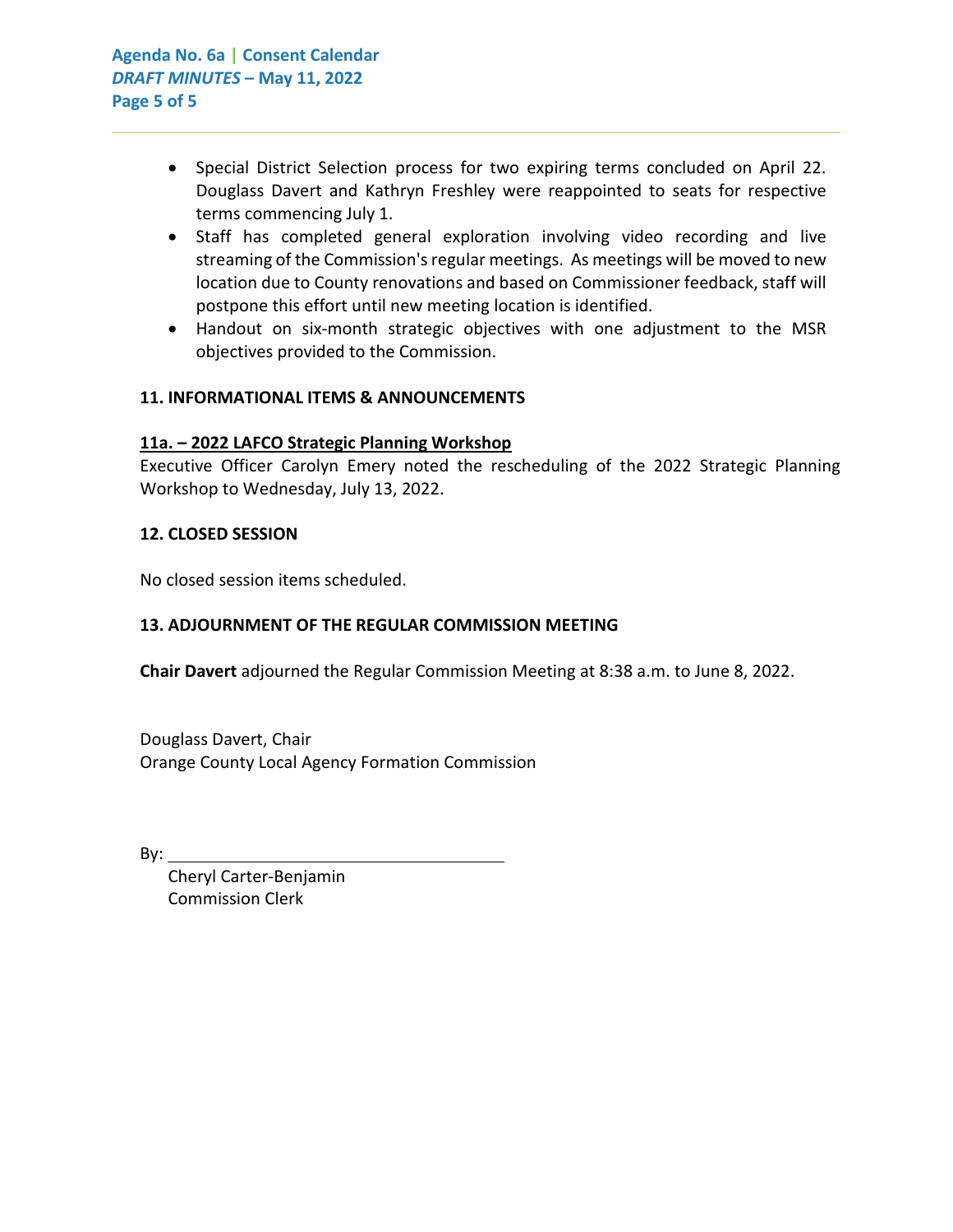- Special District Selection process for two expiring terms concluded on April 22. Douglass Davert and Kathryn Freshley were reappointed to seats for respective terms commencing July 1.
- Staff has completed general exploration involving video recording and live streaming of the Commission's regular meetings. As meetings will be moved to new location due to County renovations and based on Commissioner feedback, staff will postpone this effort until new meeting location is identified.
- Handout on six-month strategic objectives with one adjustment to the MSR objectives provided to the Commission.

**11. INFORMATIONAL ITEMS & ANNOUNCEMENTS**

**11a. – 2022 LAFCO Strategic Planning Workshop**

Executive Officer Carolyn Emery noted the rescheduling of the 2022 Strategic Planning Workshop to Wednesday, July 13, 2022.

**12. CLOSED SESSION**

No closed session items scheduled.

**13. ADJOURNMENT OF THE REGULAR COMMISSION MEETING**

**Chair Davert** adjourned the Regular Commission Meeting at 8:38 a.m. to June 8, 2022.

Douglass Davert, Chair
Orange County Local Agency Formation Commission

By: ________________________________

Cheryl Carter-Benjamin
Commission Clerk